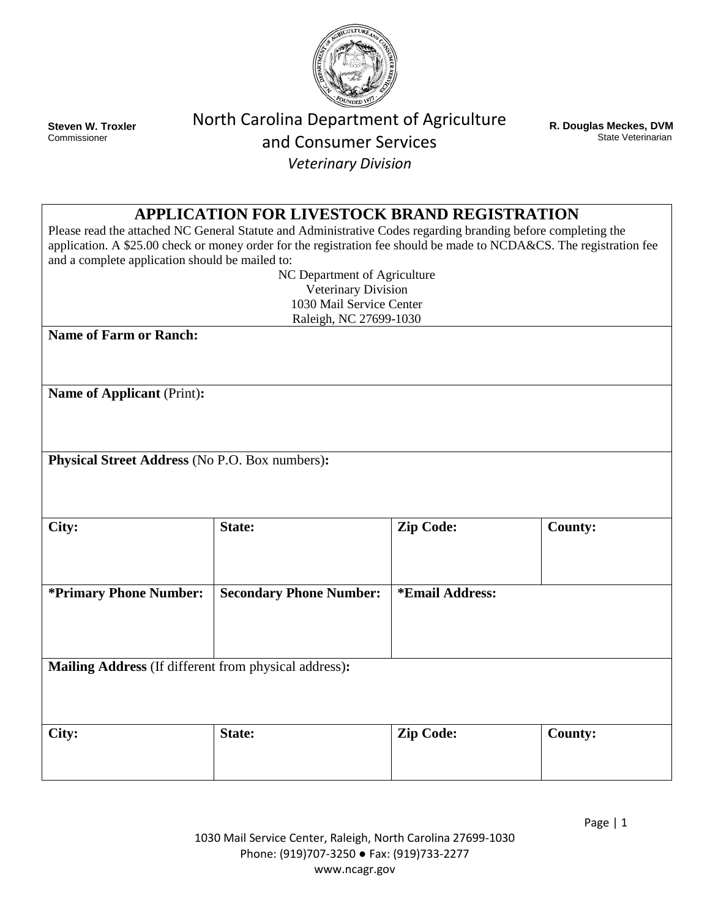**Steven W. Troxler**
Commissioner

# North Carolina Department of Agriculture and Consumer Services

*Veterinary Division*

**R. Douglas Meckes, DVM**
State Veterinarian

## APPLICATION FOR LIVESTOCK BRAND REGISTRATION

Please read the attached NC General Statute and Administrative Codes regarding branding before completing the application. A $25.00 check or money order for the registration fee should be made to NCDA&CS. The registration fee and a complete application should be mailed to:

NC Department of Agriculture
Veterinary Division
1030 Mail Service Center
Raleigh, NC 27699-1030

**Name of Farm or Ranch:**

**Name of Applicant** (Print)**:**

**Physical Street Address** (No P.O. Box numbers)**:**

| **City:** | **State:** | **Zip Code:** | **County:** |
|---|---|---|---|
| | | | |

| **\*Primary Phone Number:** | **Secondary Phone Number:** | **\*Email Address:** |
|---|---|---|
| | | |

**Mailing Address** (If different from physical address)**:**

| **City:** | **State:** | **Zip Code:** | **County:** |
|---|---|---|---|
| | | | |

1030 Mail Service Center, Raleigh, North Carolina 27699-1030
Phone: (919)707-3250 ● Fax: (919)733-2277
www.ncagr.gov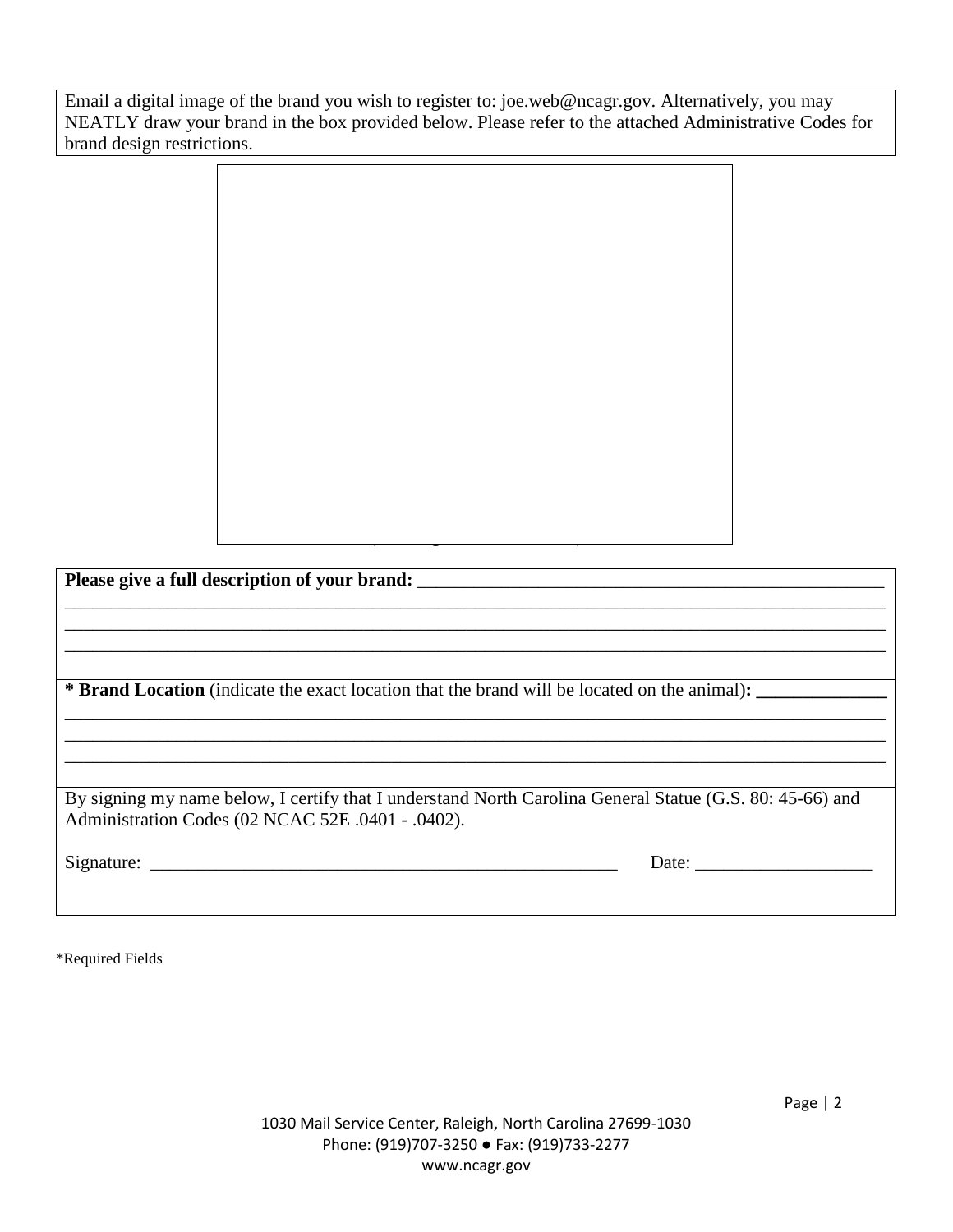Email a digital image of the brand you wish to register to: joe.web@ncagr.gov. Alternatively, you may NEATLY draw your brand in the box provided below. Please refer to the attached Administrative Codes for brand design restrictions.

**Please give a full description of your brand:** ____________________________________________________
________________________________________________________________________________________
________________________________________________________________________________________
________________________________________________________________________________________

*** Brand Location** (indicate the exact location that the brand will be located on the animal)**: ______________**
________________________________________________________________________________________
________________________________________________________________________________________
________________________________________________________________________________________

By signing my name below, I certify that I understand North Carolina General Statue (G.S. 80: 45-66) and Administration Codes (02 NCAC 52E .0401 - .0402).

Signature: ____________________________________________________ Date: ___________________

*Required Fields

1030 Mail Service Center, Raleigh, North Carolina 27699-1030
Phone: (919)707-3250 ● Fax: (919)733-2277
www.ncagr.gov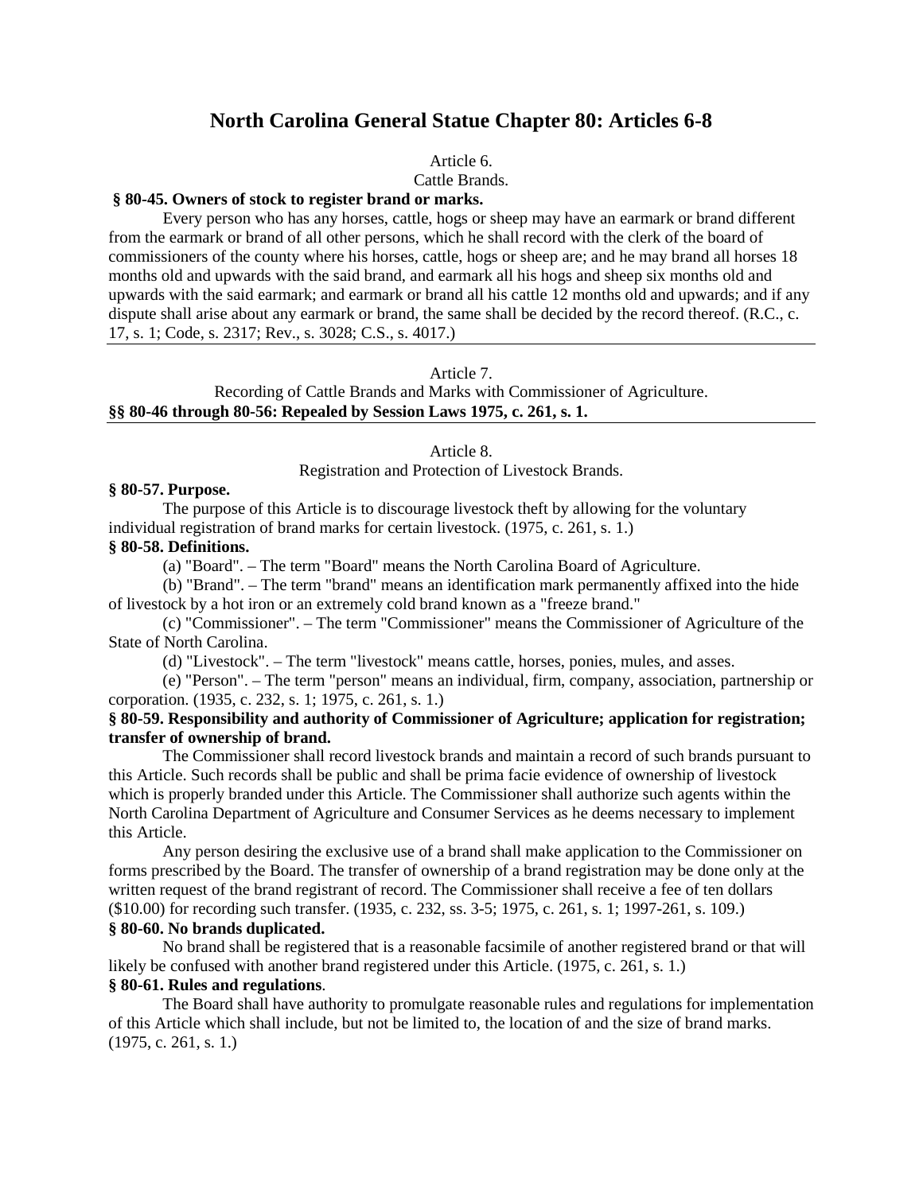# North Carolina General Statue Chapter 80: Articles 6-8

Article 6.

Cattle Brands.

**§ 80-45. Owners of stock to register brand or marks.**

Every person who has any horses, cattle, hogs or sheep may have an earmark or brand different from the earmark or brand of all other persons, which he shall record with the clerk of the board of commissioners of the county where his horses, cattle, hogs or sheep are; and he may brand all horses 18 months old and upwards with the said brand, and earmark all his hogs and sheep six months old and upwards with the said earmark; and earmark or brand all his cattle 12 months old and upwards; and if any dispute shall arise about any earmark or brand, the same shall be decided by the record thereof. (R.C., c. 17, s. 1; Code, s. 2317; Rev., s. 3028; C.S., s. 4017.)

---

Article 7.

Recording of Cattle Brands and Marks with Commissioner of Agriculture.

**§§ 80-46 through 80-56: Repealed by Session Laws 1975, c. 261, s. 1.**

---

Article 8.

Registration and Protection of Livestock Brands.

**§ 80-57. Purpose.**

The purpose of this Article is to discourage livestock theft by allowing for the voluntary individual registration of brand marks for certain livestock. (1975, c. 261, s. 1.)

**§ 80-58. Definitions.**

(a) "Board". – The term "Board" means the North Carolina Board of Agriculture.

(b) "Brand". – The term "brand" means an identification mark permanently affixed into the hide of livestock by a hot iron or an extremely cold brand known as a "freeze brand."

(c) "Commissioner". – The term "Commissioner" means the Commissioner of Agriculture of the State of North Carolina.

(d) "Livestock". – The term "livestock" means cattle, horses, ponies, mules, and asses.

(e) "Person". – The term "person" means an individual, firm, company, association, partnership or corporation. (1935, c. 232, s. 1; 1975, c. 261, s. 1.)

**§ 80-59. Responsibility and authority of Commissioner of Agriculture; application for registration; transfer of ownership of brand.**

The Commissioner shall record livestock brands and maintain a record of such brands pursuant to this Article. Such records shall be public and shall be prima facie evidence of ownership of livestock which is properly branded under this Article. The Commissioner shall authorize such agents within the North Carolina Department of Agriculture and Consumer Services as he deems necessary to implement this Article.

Any person desiring the exclusive use of a brand shall make application to the Commissioner on forms prescribed by the Board. The transfer of ownership of a brand registration may be done only at the written request of the brand registrant of record. The Commissioner shall receive a fee of ten dollars ($10.00) for recording such transfer. (1935, c. 232, ss. 3-5; 1975, c. 261, s. 1; 1997-261, s. 109.)

**§ 80-60. No brands duplicated.**

No brand shall be registered that is a reasonable facsimile of another registered brand or that will likely be confused with another brand registered under this Article. (1975, c. 261, s. 1.)

**§ 80-61. Rules and regulations.**

The Board shall have authority to promulgate reasonable rules and regulations for implementation of this Article which shall include, but not be limited to, the location of and the size of brand marks. (1975, c. 261, s. 1.)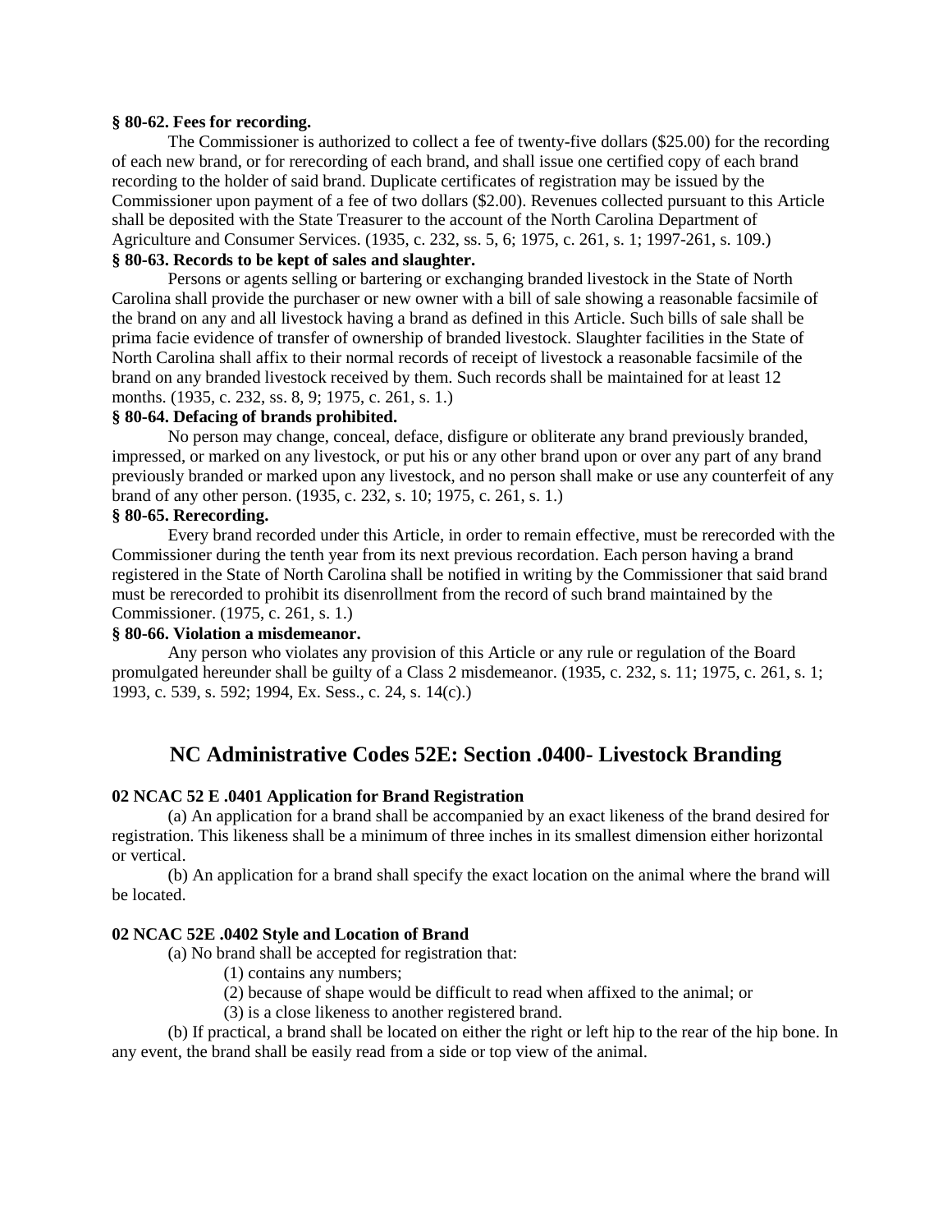**§ 80-62. Fees for recording.**

The Commissioner is authorized to collect a fee of twenty-five dollars ($25.00) for the recording of each new brand, or for rerecording of each brand, and shall issue one certified copy of each brand recording to the holder of said brand. Duplicate certificates of registration may be issued by the Commissioner upon payment of a fee of two dollars ($2.00). Revenues collected pursuant to this Article shall be deposited with the State Treasurer to the account of the North Carolina Department of Agriculture and Consumer Services. (1935, c. 232, ss. 5, 6; 1975, c. 261, s. 1; 1997-261, s. 109.)

**§ 80-63. Records to be kept of sales and slaughter.**

Persons or agents selling or bartering or exchanging branded livestock in the State of North Carolina shall provide the purchaser or new owner with a bill of sale showing a reasonable facsimile of the brand on any and all livestock having a brand as defined in this Article. Such bills of sale shall be prima facie evidence of transfer of ownership of branded livestock. Slaughter facilities in the State of North Carolina shall affix to their normal records of receipt of livestock a reasonable facsimile of the brand on any branded livestock received by them. Such records shall be maintained for at least 12 months. (1935, c. 232, ss. 8, 9; 1975, c. 261, s. 1.)

**§ 80-64. Defacing of brands prohibited.**

No person may change, conceal, deface, disfigure or obliterate any brand previously branded, impressed, or marked on any livestock, or put his or any other brand upon or over any part of any brand previously branded or marked upon any livestock, and no person shall make or use any counterfeit of any brand of any other person. (1935, c. 232, s. 10; 1975, c. 261, s. 1.)

**§ 80-65. Rerecording.**

Every brand recorded under this Article, in order to remain effective, must be rerecorded with the Commissioner during the tenth year from its next previous recordation. Each person having a brand registered in the State of North Carolina shall be notified in writing by the Commissioner that said brand must be rerecorded to prohibit its disenrollment from the record of such brand maintained by the Commissioner. (1975, c. 261, s. 1.)

**§ 80-66. Violation a misdemeanor.**

Any person who violates any provision of this Article or any rule or regulation of the Board promulgated hereunder shall be guilty of a Class 2 misdemeanor. (1935, c. 232, s. 11; 1975, c. 261, s. 1; 1993, c. 539, s. 592; 1994, Ex. Sess., c. 24, s. 14(c).)

## NC Administrative Codes 52E: Section .0400- Livestock Branding

**02 NCAC 52 E .0401 Application for Brand Registration**

(a) An application for a brand shall be accompanied by an exact likeness of the brand desired for registration. This likeness shall be a minimum of three inches in its smallest dimension either horizontal or vertical.

(b) An application for a brand shall specify the exact location on the animal where the brand will be located.

**02 NCAC 52E .0402 Style and Location of Brand**

(a) No brand shall be accepted for registration that:

(1) contains any numbers;

(2) because of shape would be difficult to read when affixed to the animal; or

(3) is a close likeness to another registered brand.

(b) If practical, a brand shall be located on either the right or left hip to the rear of the hip bone. In any event, the brand shall be easily read from a side or top view of the animal.